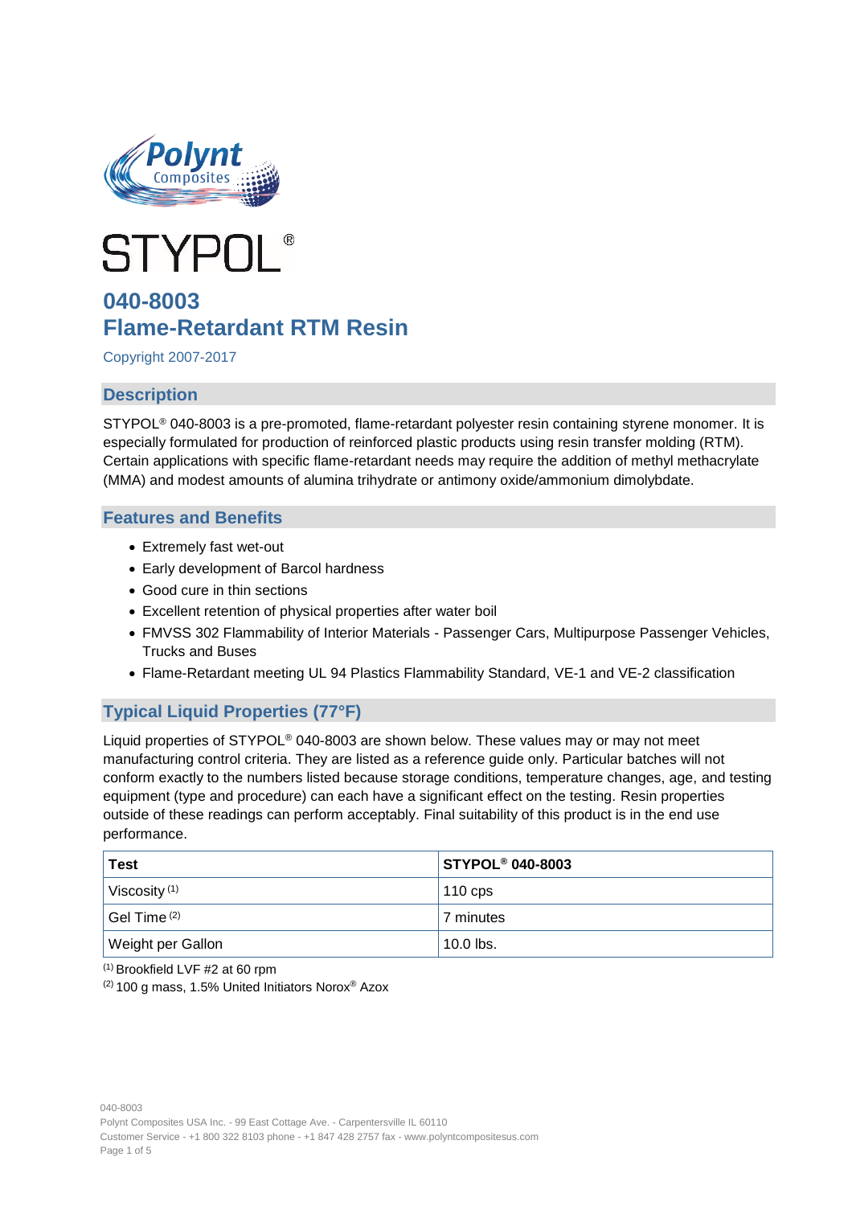# STYPOL®

## 040-8003
## Flame-Retardant RTM Resin

Copyright 2007-2017

### Description

STYPOL® 040-8003 is a pre-promoted, flame-retardant polyester resin containing styrene monomer. It is especially formulated for production of reinforced plastic products using resin transfer molding (RTM). Certain applications with specific flame-retardant needs may require the addition of methyl methacrylate (MMA) and modest amounts of alumina trihydrate or antimony oxide/ammonium dimolybdate.

### Features and Benefits

- Extremely fast wet-out
- Early development of Barcol hardness
- Good cure in thin sections
- Excellent retention of physical properties after water boil
- FMVSS 302 Flammability of Interior Materials - Passenger Cars, Multipurpose Passenger Vehicles, Trucks and Buses
- Flame-Retardant meeting UL 94 Plastics Flammability Standard, VE-1 and VE-2 classification

### Typical Liquid Properties (77°F)

Liquid properties of STYPOL® 040-8003 are shown below. These values may or may not meet manufacturing control criteria. They are listed as a reference guide only. Particular batches will not conform exactly to the numbers listed because storage conditions, temperature changes, age, and testing equipment (type and procedure) can each have a significant effect on the testing. Resin properties outside of these readings can perform acceptably. Final suitability of this product is in the end use performance.

| Test | STYPOL® 040-8003 |
|---|---|
| Viscosity (1) | 110 cps |
| Gel Time (2) | 7 minutes |
| Weight per Gallon | 10.0 lbs. |

(1) Brookfield LVF #2 at 60 rpm

(2) 100 g mass, 1.5% United Initiators Norox® Azox

040-8003
Polynt Composites USA Inc. - 99 East Cottage Ave. - Carpentersville IL 60110
Customer Service - +1 800 322 8103 phone - +1 847 428 2757 fax - www.polyntcompositesus.com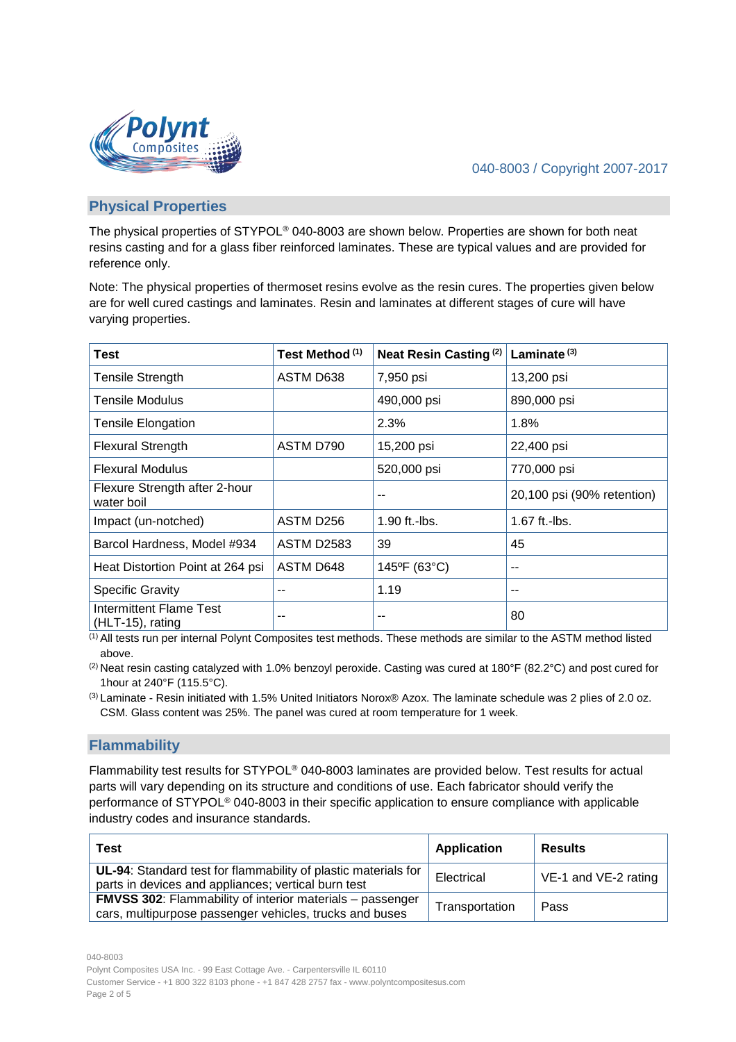## Physical Properties

The physical properties of STYPOL® 040-8003 are shown below. Properties are shown for both neat resins casting and for a glass fiber reinforced laminates. These are typical values and are provided for reference only.

Note: The physical properties of thermoset resins evolve as the resin cures. The properties given below are for well cured castings and laminates. Resin and laminates at different stages of cure will have varying properties.

| Test | Test Method [(1)] | Neat Resin Casting [(2)] | Laminate [(3)] |
|---|---|---|---|
| Tensile Strength | ASTM D638 | 7,950 psi | 13,200 psi |
| Tensile Modulus | | 490,000 psi | 890,000 psi |
| Tensile Elongation | | 2.3% | 1.8% |
| Flexural Strength | ASTM D790 | 15,200 psi | 22,400 psi |
| Flexural Modulus | | 520,000 psi | 770,000 psi |
| Flexure Strength after 2-hour water boil | | -- | 20,100 psi (90% retention) |
| Impact (un-notched) | ASTM D256 | 1.90 ft.-lbs. | 1.67 ft.-lbs. |
| Barcol Hardness, Model #934 | ASTM D2583 | 39 | 45 |
| Heat Distortion Point at 264 psi | ASTM D648 | 145ºF (63°C) | -- |
| Specific Gravity | -- | 1.19 | -- |
| Intermittent Flame Test (HLT-15), rating | -- | -- | 80 |

[(1)] All tests run per internal Polynt Composites test methods. These methods are similar to the ASTM method listed above.

[(2)] Neat resin casting catalyzed with 1.0% benzoyl peroxide. Casting was cured at 180°F (82.2°C) and post cured for 1hour at 240°F (115.5°C).

[(3)] Laminate - Resin initiated with 1.5% United Initiators Norox® Azox. The laminate schedule was 2 plies of 2.0 oz. CSM. Glass content was 25%. The panel was cured at room temperature for 1 week.

## Flammability

Flammability test results for STYPOL® 040-8003 laminates are provided below. Test results for actual parts will vary depending on its structure and conditions of use. Each fabricator should verify the performance of STYPOL® 040-8003 in their specific application to ensure compliance with applicable industry codes and insurance standards.

| Test | Application | Results |
|---|---|---|
| **UL-94**: Standard test for flammability of plastic materials for parts in devices and appliances; vertical burn test | Electrical | VE-1 and VE-2 rating |
| **FMVSS 302**: Flammability of interior materials – passenger cars, multipurpose passenger vehicles, trucks and buses | Transportation | Pass |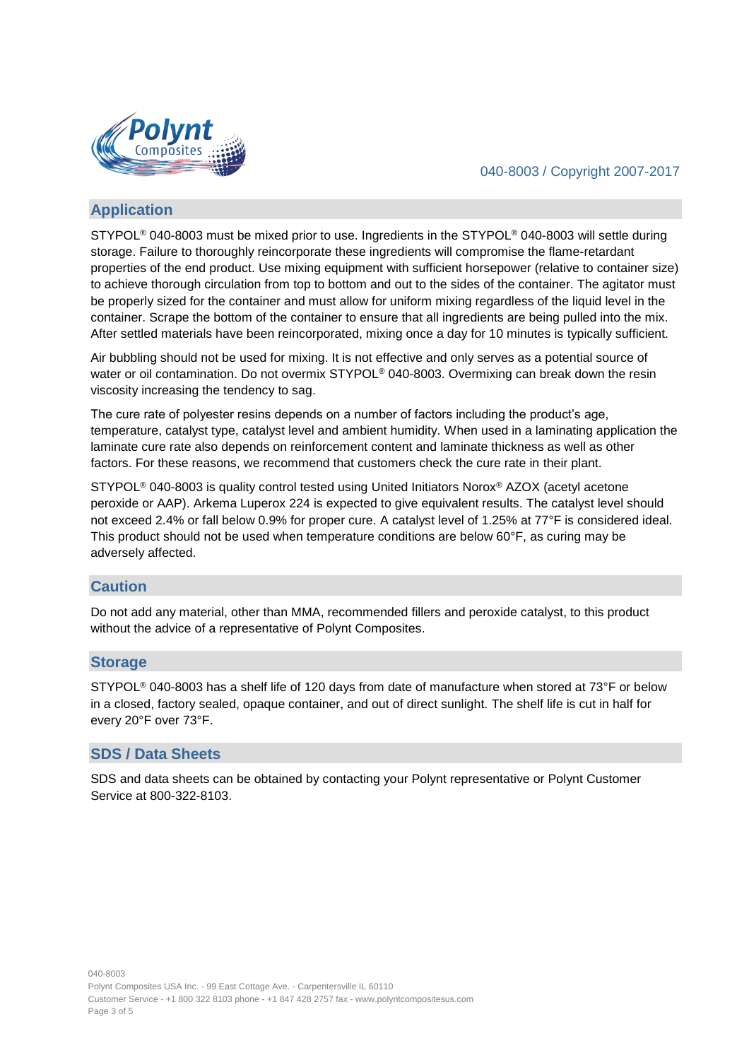## Application

STYPOL® 040-8003 must be mixed prior to use. Ingredients in the STYPOL® 040-8003 will settle during storage. Failure to thoroughly reincorporate these ingredients will compromise the flame-retardant properties of the end product. Use mixing equipment with sufficient horsepower (relative to container size) to achieve thorough circulation from top to bottom and out to the sides of the container. The agitator must be properly sized for the container and must allow for uniform mixing regardless of the liquid level in the container. Scrape the bottom of the container to ensure that all ingredients are being pulled into the mix. After settled materials have been reincorporated, mixing once a day for 10 minutes is typically sufficient.

Air bubbling should not be used for mixing. It is not effective and only serves as a potential source of water or oil contamination. Do not overmix STYPOL® 040-8003. Overmixing can break down the resin viscosity increasing the tendency to sag.

The cure rate of polyester resins depends on a number of factors including the product's age, temperature, catalyst type, catalyst level and ambient humidity. When used in a laminating application the laminate cure rate also depends on reinforcement content and laminate thickness as well as other factors. For these reasons, we recommend that customers check the cure rate in their plant.

STYPOL® 040-8003 is quality control tested using United Initiators Norox® AZOX (acetyl acetone peroxide or AAP). Arkema Luperox 224 is expected to give equivalent results. The catalyst level should not exceed 2.4% or fall below 0.9% for proper cure. A catalyst level of 1.25% at 77°F is considered ideal. This product should not be used when temperature conditions are below 60°F, as curing may be adversely affected.

## Caution

Do not add any material, other than MMA, recommended fillers and peroxide catalyst, to this product without the advice of a representative of Polynt Composites.

## Storage

STYPOL® 040-8003 has a shelf life of 120 days from date of manufacture when stored at 73°F or below in a closed, factory sealed, opaque container, and out of direct sunlight. The shelf life is cut in half for every 20°F over 73°F.

## SDS / Data Sheets

SDS and data sheets can be obtained by contacting your Polynt representative or Polynt Customer Service at 800-322-8103.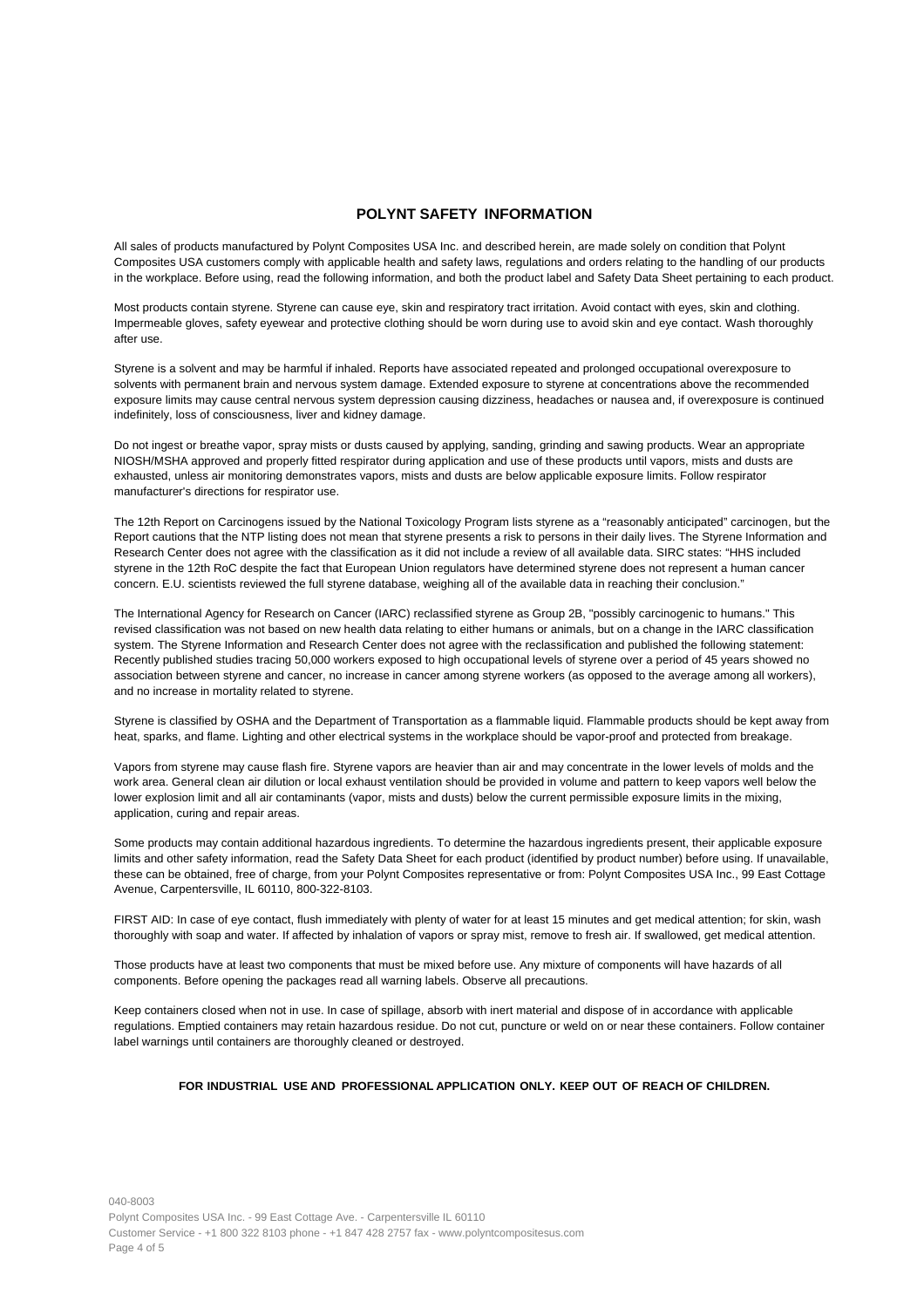## POLYNT SAFETY INFORMATION

All sales of products manufactured by Polynt Composites USA Inc. and described herein, are made solely on condition that Polynt Composites USA customers comply with applicable health and safety laws, regulations and orders relating to the handling of our products in the workplace. Before using, read the following information, and both the product label and Safety Data Sheet pertaining to each product.

Most products contain styrene. Styrene can cause eye, skin and respiratory tract irritation. Avoid contact with eyes, skin and clothing. Impermeable gloves, safety eyewear and protective clothing should be worn during use to avoid skin and eye contact. Wash thoroughly after use.

Styrene is a solvent and may be harmful if inhaled. Reports have associated repeated and prolonged occupational overexposure to solvents with permanent brain and nervous system damage. Extended exposure to styrene at concentrations above the recommended exposure limits may cause central nervous system depression causing dizziness, headaches or nausea and, if overexposure is continued indefinitely, loss of consciousness, liver and kidney damage.

Do not ingest or breathe vapor, spray mists or dusts caused by applying, sanding, grinding and sawing products. Wear an appropriate NIOSH/MSHA approved and properly fitted respirator during application and use of these products until vapors, mists and dusts are exhausted, unless air monitoring demonstrates vapors, mists and dusts are below applicable exposure limits. Follow respirator manufacturer's directions for respirator use.

The 12th Report on Carcinogens issued by the National Toxicology Program lists styrene as a "reasonably anticipated" carcinogen, but the Report cautions that the NTP listing does not mean that styrene presents a risk to persons in their daily lives. The Styrene Information and Research Center does not agree with the classification as it did not include a review of all available data. SIRC states: "HHS included styrene in the 12th RoC despite the fact that European Union regulators have determined styrene does not represent a human cancer concern. E.U. scientists reviewed the full styrene database, weighing all of the available data in reaching their conclusion."

The International Agency for Research on Cancer (IARC) reclassified styrene as Group 2B, "possibly carcinogenic to humans." This revised classification was not based on new health data relating to either humans or animals, but on a change in the IARC classification system. The Styrene Information and Research Center does not agree with the reclassification and published the following statement: Recently published studies tracing 50,000 workers exposed to high occupational levels of styrene over a period of 45 years showed no association between styrene and cancer, no increase in cancer among styrene workers (as opposed to the average among all workers), and no increase in mortality related to styrene.

Styrene is classified by OSHA and the Department of Transportation as a flammable liquid. Flammable products should be kept away from heat, sparks, and flame. Lighting and other electrical systems in the workplace should be vapor-proof and protected from breakage.

Vapors from styrene may cause flash fire. Styrene vapors are heavier than air and may concentrate in the lower levels of molds and the work area. General clean air dilution or local exhaust ventilation should be provided in volume and pattern to keep vapors well below the lower explosion limit and all air contaminants (vapor, mists and dusts) below the current permissible exposure limits in the mixing, application, curing and repair areas.

Some products may contain additional hazardous ingredients. To determine the hazardous ingredients present, their applicable exposure limits and other safety information, read the Safety Data Sheet for each product (identified by product number) before using. If unavailable, these can be obtained, free of charge, from your Polynt Composites representative or from: Polynt Composites USA Inc., 99 East Cottage Avenue, Carpentersville, IL 60110, 800-322-8103.

FIRST AID: In case of eye contact, flush immediately with plenty of water for at least 15 minutes and get medical attention; for skin, wash thoroughly with soap and water. If affected by inhalation of vapors or spray mist, remove to fresh air. If swallowed, get medical attention.

Those products have at least two components that must be mixed before use. Any mixture of components will have hazards of all components. Before opening the packages read all warning labels. Observe all precautions.

Keep containers closed when not in use. In case of spillage, absorb with inert material and dispose of in accordance with applicable regulations. Emptied containers may retain hazardous residue. Do not cut, puncture or weld on or near these containers. Follow container label warnings until containers are thoroughly cleaned or destroyed.

**FOR INDUSTRIAL USE AND PROFESSIONAL APPLICATION ONLY. KEEP OUT OF REACH OF CHILDREN.**

040-8003
Polynt Composites USA Inc. - 99 East Cottage Ave. - Carpentersville IL 60110
Customer Service - +1 800 322 8103 phone - +1 847 428 2757 fax - www.polyntcompositesus.com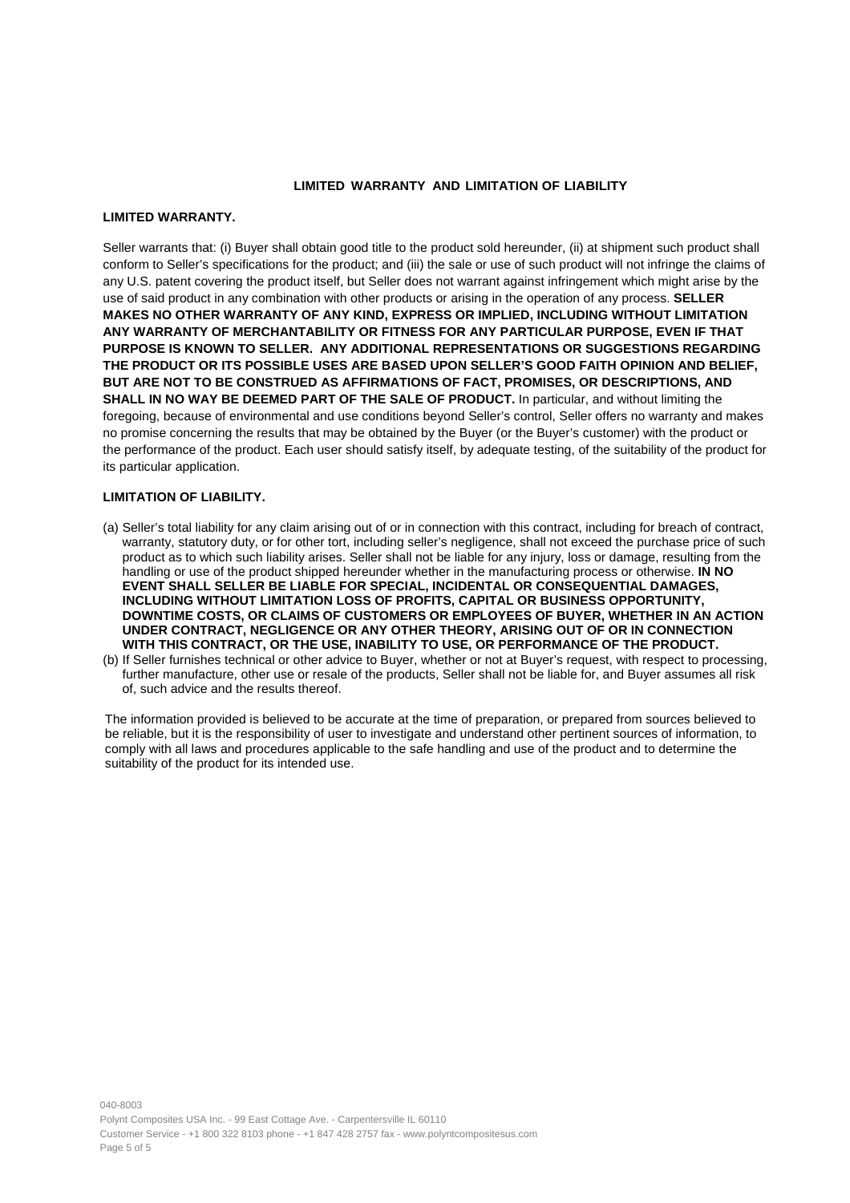## LIMITED WARRANTY AND LIMITATION OF LIABILITY

### LIMITED WARRANTY.

Seller warrants that: (i) Buyer shall obtain good title to the product sold hereunder, (ii) at shipment such product shall conform to Seller's specifications for the product; and (iii) the sale or use of such product will not infringe the claims of any U.S. patent covering the product itself, but Seller does not warrant against infringement which might arise by the use of said product in any combination with other products or arising in the operation of any process. **SELLER MAKES NO OTHER WARRANTY OF ANY KIND, EXPRESS OR IMPLIED, INCLUDING WITHOUT LIMITATION ANY WARRANTY OF MERCHANTABILITY OR FITNESS FOR ANY PARTICULAR PURPOSE, EVEN IF THAT PURPOSE IS KNOWN TO SELLER. ANY ADDITIONAL REPRESENTATIONS OR SUGGESTIONS REGARDING THE PRODUCT OR ITS POSSIBLE USES ARE BASED UPON SELLER'S GOOD FAITH OPINION AND BELIEF, BUT ARE NOT TO BE CONSTRUED AS AFFIRMATIONS OF FACT, PROMISES, OR DESCRIPTIONS, AND SHALL IN NO WAY BE DEEMED PART OF THE SALE OF PRODUCT.** In particular, and without limiting the foregoing, because of environmental and use conditions beyond Seller's control, Seller offers no warranty and makes no promise concerning the results that may be obtained by the Buyer (or the Buyer's customer) with the product or the performance of the product. Each user should satisfy itself, by adequate testing, of the suitability of the product for its particular application.

### LIMITATION OF LIABILITY.

(a) Seller's total liability for any claim arising out of or in connection with this contract, including for breach of contract, warranty, statutory duty, or for other tort, including seller's negligence, shall not exceed the purchase price of such product as to which such liability arises. Seller shall not be liable for any injury, loss or damage, resulting from the handling or use of the product shipped hereunder whether in the manufacturing process or otherwise. **IN NO EVENT SHALL SELLER BE LIABLE FOR SPECIAL, INCIDENTAL OR CONSEQUENTIAL DAMAGES, INCLUDING WITHOUT LIMITATION LOSS OF PROFITS, CAPITAL OR BUSINESS OPPORTUNITY, DOWNTIME COSTS, OR CLAIMS OF CUSTOMERS OR EMPLOYEES OF BUYER, WHETHER IN AN ACTION UNDER CONTRACT, NEGLIGENCE OR ANY OTHER THEORY, ARISING OUT OF OR IN CONNECTION WITH THIS CONTRACT, OR THE USE, INABILITY TO USE, OR PERFORMANCE OF THE PRODUCT.**

(b) If Seller furnishes technical or other advice to Buyer, whether or not at Buyer's request, with respect to processing, further manufacture, other use or resale of the products, Seller shall not be liable for, and Buyer assumes all risk of, such advice and the results thereof.

The information provided is believed to be accurate at the time of preparation, or prepared from sources believed to be reliable, but it is the responsibility of user to investigate and understand other pertinent sources of information, to comply with all laws and procedures applicable to the safe handling and use of the product and to determine the suitability of the product for its intended use.

040-8003
Polynt Composites USA Inc. - 99 East Cottage Ave. - Carpentersville IL 60110
Customer Service - +1 800 322 8103 phone - +1 847 428 2757 fax - www.polyntcompositesus.com